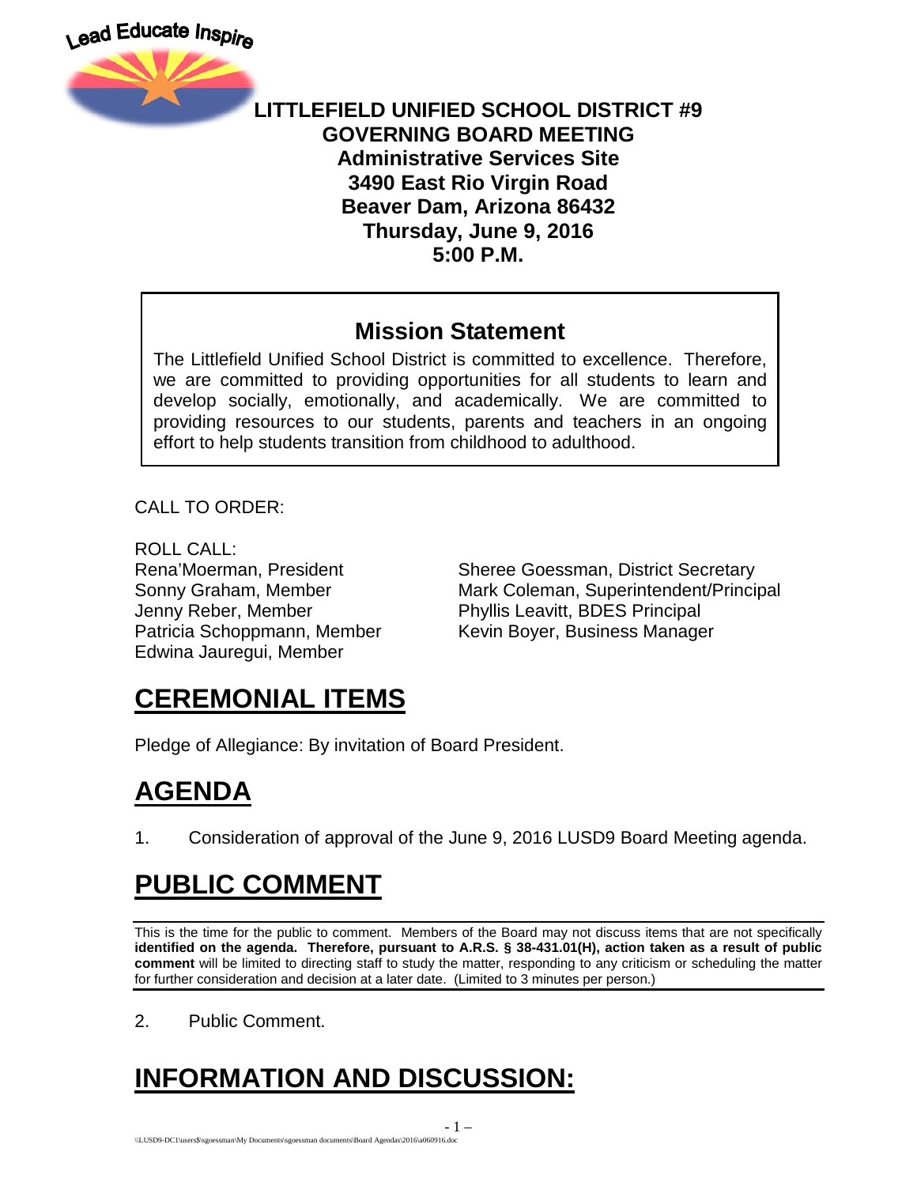Lead Educate Inspire

**LITTLEFIELD UNIFIED SCHOOL DISTRICT #9**
**GOVERNING BOARD MEETING**
**Administrative Services Site**
**3490 East Rio Virgin Road**
**Beaver Dam, Arizona 86432**
**Thursday, June 9, 2016**
**5:00 P.M.**

## Mission Statement

The Littlefield Unified School District is committed to excellence. Therefore, we are committed to providing opportunities for all students to learn and develop socially, emotionally, and academically. We are committed to providing resources to our students, parents and teachers in an ongoing effort to help students transition from childhood to adulthood.

CALL TO ORDER:

ROLL CALL:

Rena'Moerman, President
Sonny Graham, Member
Jenny Reber, Member
Patricia Schoppmann, Member
Edwina Jauregui, Member

Sheree Goessman, District Secretary
Mark Coleman, Superintendent/Principal
Phyllis Leavitt, BDES Principal
Kevin Boyer, Business Manager

# CEREMONIAL ITEMS

Pledge of Allegiance: By invitation of Board President.

# AGENDA

1. Consideration of approval of the June 9, 2016 LUSD9 Board Meeting agenda.

# PUBLIC COMMENT

This is the time for the public to comment. Members of the Board may not discuss items that are not specifically **identified on the agenda. Therefore, pursuant to A.R.S. § 38-431.01(H), action taken as a result of public comment** will be limited to directing staff to study the matter, responding to any criticism or scheduling the matter for further consideration and decision at a later date. (Limited to 3 minutes per person.)

2. Public Comment.

# INFORMATION AND DISCUSSION:

\\LUSD9-DC1\users$\sgoessman\My Documents\sgoessman documents\Board Agendas\2016\a060916.doc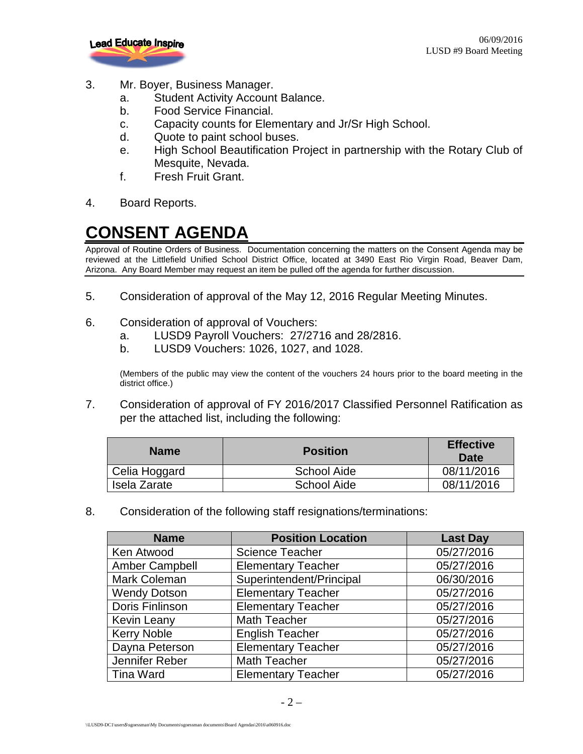3. Mr. Boyer, Business Manager.
   a. Student Activity Account Balance.
   b. Food Service Financial.
   c. Capacity counts for Elementary and Jr/Sr High School.
   d. Quote to paint school buses.
   e. High School Beautification Project in partnership with the Rotary Club of Mesquite, Nevada.
   f. Fresh Fruit Grant.

4. Board Reports.

# CONSENT AGENDA

Approval of Routine Orders of Business. Documentation concerning the matters on the Consent Agenda may be reviewed at the Littlefield Unified School District Office, located at 3490 East Rio Virgin Road, Beaver Dam, Arizona. Any Board Member may request an item be pulled off the agenda for further discussion.

5. Consideration of approval of the May 12, 2016 Regular Meeting Minutes.

6. Consideration of approval of Vouchers:
   a. LUSD9 Payroll Vouchers: 27/2716 and 28/2816.
   b. LUSD9 Vouchers: 1026, 1027, and 1028.

   (Members of the public may view the content of the vouchers 24 hours prior to the board meeting in the district office.)

7. Consideration of approval of FY 2016/2017 Classified Personnel Ratification as per the attached list, including the following:

| Name | Position | Effective Date |
|---|---|---|
| Celia Hoggard | School Aide | 08/11/2016 |
| Isela Zarate | School Aide | 08/11/2016 |

8. Consideration of the following staff resignations/terminations:

| Name | Position Location | Last Day |
|---|---|---|
| Ken Atwood | Science Teacher | 05/27/2016 |
| Amber Campbell | Elementary Teacher | 05/27/2016 |
| Mark Coleman | Superintendent/Principal | 06/30/2016 |
| Wendy Dotson | Elementary Teacher | 05/27/2016 |
| Doris Finlinson | Elementary Teacher | 05/27/2016 |
| Kevin Leany | Math Teacher | 05/27/2016 |
| Kerry Noble | English Teacher | 05/27/2016 |
| Dayna Peterson | Elementary Teacher | 05/27/2016 |
| Jennifer Reber | Math Teacher | 05/27/2016 |
| Tina Ward | Elementary Teacher | 05/27/2016 |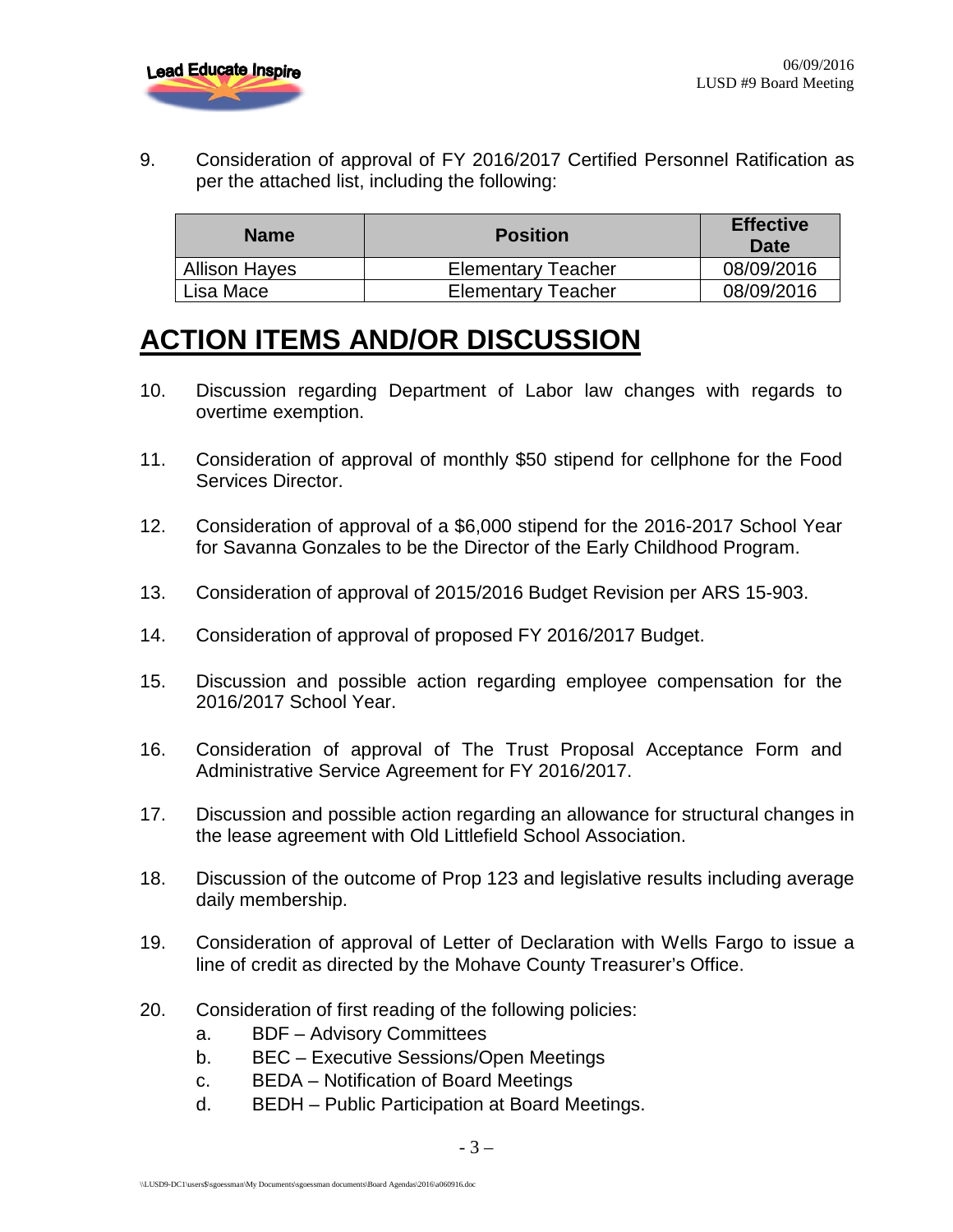9. Consideration of approval of FY 2016/2017 Certified Personnel Ratification as per the attached list, including the following:

| Name | Position | Effective Date |
|---|---|---|
| Allison Hayes | Elementary Teacher | 08/09/2016 |
| Lisa Mace | Elementary Teacher | 08/09/2016 |

# ACTION ITEMS AND/OR DISCUSSION

10. Discussion regarding Department of Labor law changes with regards to overtime exemption.

11. Consideration of approval of monthly $50 stipend for cellphone for the Food Services Director.

12. Consideration of approval of a $6,000 stipend for the 2016-2017 School Year for Savanna Gonzales to be the Director of the Early Childhood Program.

13. Consideration of approval of 2015/2016 Budget Revision per ARS 15-903.

14. Consideration of approval of proposed FY 2016/2017 Budget.

15. Discussion and possible action regarding employee compensation for the 2016/2017 School Year.

16. Consideration of approval of The Trust Proposal Acceptance Form and Administrative Service Agreement for FY 2016/2017.

17. Discussion and possible action regarding an allowance for structural changes in the lease agreement with Old Littlefield School Association.

18. Discussion of the outcome of Prop 123 and legislative results including average daily membership.

19. Consideration of approval of Letter of Declaration with Wells Fargo to issue a line of credit as directed by the Mohave County Treasurer's Office.

20. Consideration of first reading of the following policies:
    a. BDF – Advisory Committees
    b. BEC – Executive Sessions/Open Meetings
    c. BEDA – Notification of Board Meetings
    d. BEDH – Public Participation at Board Meetings.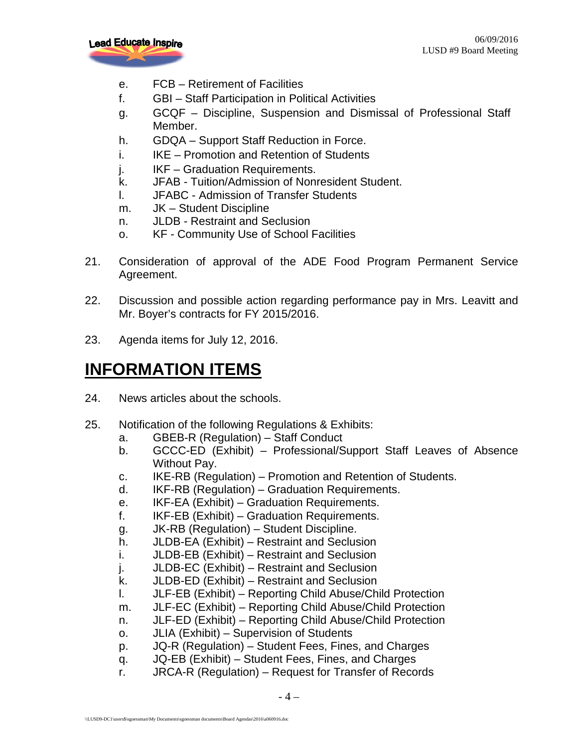e. FCB – Retirement of Facilities
   f. GBI – Staff Participation in Political Activities
   g. GCQF – Discipline, Suspension and Dismissal of Professional Staff Member.
   h. GDQA – Support Staff Reduction in Force.
   i. IKE – Promotion and Retention of Students
   j. IKF – Graduation Requirements.
   k. JFAB - Tuition/Admission of Nonresident Student.
   l. JFABC - Admission of Transfer Students
   m. JK – Student Discipline
   n. JLDB - Restraint and Seclusion
   o. KF - Community Use of School Facilities

21. Consideration of approval of the ADE Food Program Permanent Service Agreement.

22. Discussion and possible action regarding performance pay in Mrs. Leavitt and Mr. Boyer's contracts for FY 2015/2016.

23. Agenda items for July 12, 2016.

# INFORMATION ITEMS

24. News articles about the schools.

25. Notification of the following Regulations & Exhibits:
   a. GBEB-R (Regulation) – Staff Conduct
   b. GCCC-ED (Exhibit) – Professional/Support Staff Leaves of Absence Without Pay.
   c. IKE-RB (Regulation) – Promotion and Retention of Students.
   d. IKF-RB (Regulation) – Graduation Requirements.
   e. IKF-EA (Exhibit) – Graduation Requirements.
   f. IKF-EB (Exhibit) – Graduation Requirements.
   g. JK-RB (Regulation) – Student Discipline.
   h. JLDB-EA (Exhibit) – Restraint and Seclusion
   i. JLDB-EB (Exhibit) – Restraint and Seclusion
   j. JLDB-EC (Exhibit) – Restraint and Seclusion
   k. JLDB-ED (Exhibit) – Restraint and Seclusion
   l. JLF-EB (Exhibit) – Reporting Child Abuse/Child Protection
   m. JLF-EC (Exhibit) – Reporting Child Abuse/Child Protection
   n. JLF-ED (Exhibit) – Reporting Child Abuse/Child Protection
   o. JLIA (Exhibit) – Supervision of Students
   p. JQ-R (Regulation) – Student Fees, Fines, and Charges
   q. JQ-EB (Exhibit) – Student Fees, Fines, and Charges
   r. JRCA-R (Regulation) – Request for Transfer of Records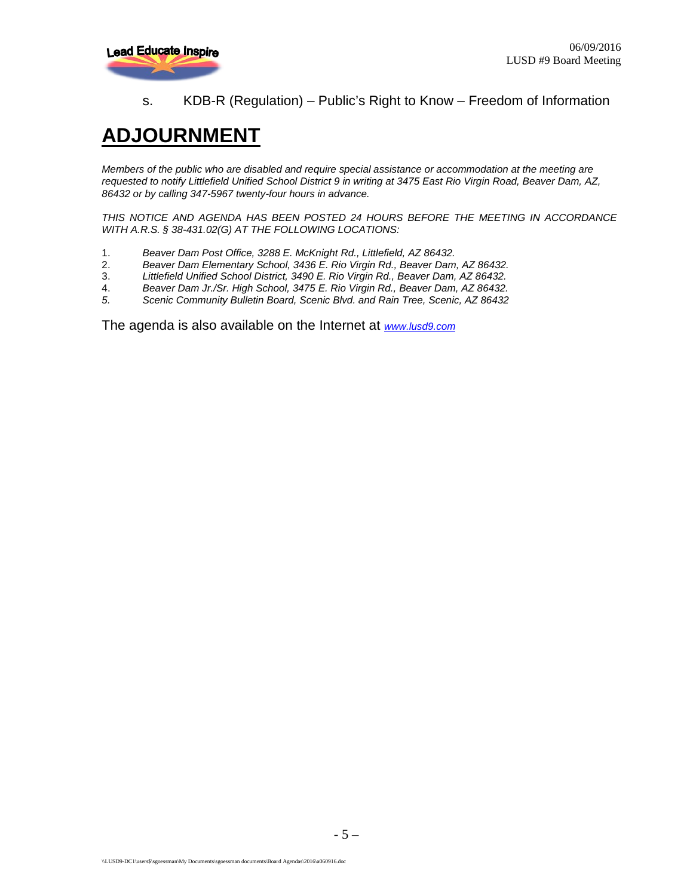s. KDB-R (Regulation) – Public's Right to Know – Freedom of Information

# ADJOURNMENT

*Members of the public who are disabled and require special assistance or accommodation at the meeting are requested to notify Littlefield Unified School District 9 in writing at 3475 East Rio Virgin Road, Beaver Dam, AZ, 86432 or by calling 347-5967 twenty-four hours in advance.*

*THIS NOTICE AND AGENDA HAS BEEN POSTED 24 HOURS BEFORE THE MEETING IN ACCORDANCE WITH A.R.S. § 38-431.02(G) AT THE FOLLOWING LOCATIONS:*

1. *Beaver Dam Post Office, 3288 E. McKnight Rd., Littlefield, AZ 86432.*
2. *Beaver Dam Elementary School, 3436 E. Rio Virgin Rd., Beaver Dam, AZ 86432.*
3. *Littlefield Unified School District, 3490 E. Rio Virgin Rd., Beaver Dam, AZ 86432.*
4. *Beaver Dam Jr./Sr. High School, 3475 E. Rio Virgin Rd., Beaver Dam, AZ 86432.*
5. *Scenic Community Bulletin Board, Scenic Blvd. and Rain Tree, Scenic, AZ 86432*

The agenda is also available on the Internet at *www.lusd9.com*